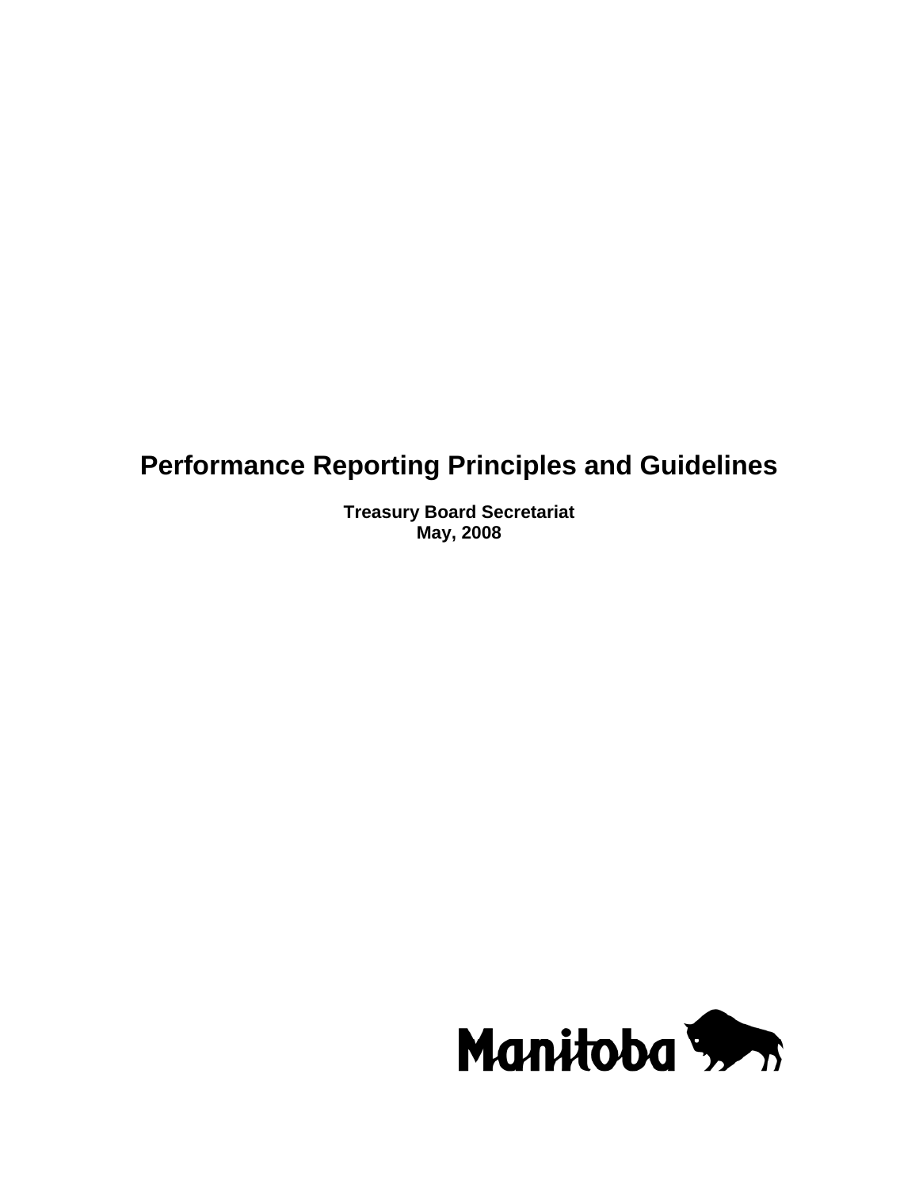# Performance Reporting Principles and Guidelines

**Treasury Board Secretariat**
**May, 2008**

Manitoba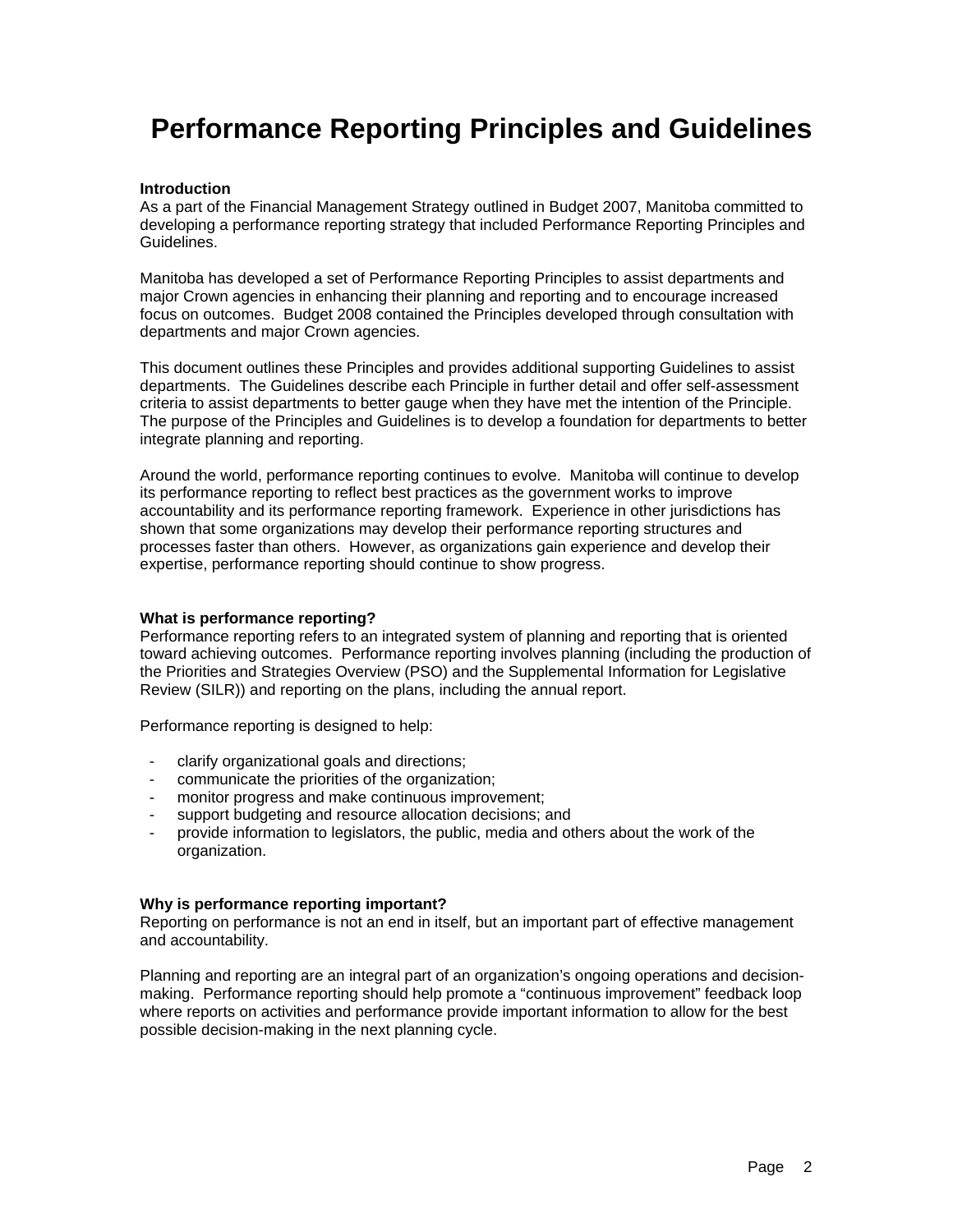# Performance Reporting Principles and Guidelines

**Introduction**

As a part of the Financial Management Strategy outlined in Budget 2007, Manitoba committed to developing a performance reporting strategy that included Performance Reporting Principles and Guidelines.

Manitoba has developed a set of Performance Reporting Principles to assist departments and major Crown agencies in enhancing their planning and reporting and to encourage increased focus on outcomes. Budget 2008 contained the Principles developed through consultation with departments and major Crown agencies.

This document outlines these Principles and provides additional supporting Guidelines to assist departments. The Guidelines describe each Principle in further detail and offer self-assessment criteria to assist departments to better gauge when they have met the intention of the Principle. The purpose of the Principles and Guidelines is to develop a foundation for departments to better integrate planning and reporting.

Around the world, performance reporting continues to evolve. Manitoba will continue to develop its performance reporting to reflect best practices as the government works to improve accountability and its performance reporting framework. Experience in other jurisdictions has shown that some organizations may develop their performance reporting structures and processes faster than others. However, as organizations gain experience and develop their expertise, performance reporting should continue to show progress.

**What is performance reporting?**

Performance reporting refers to an integrated system of planning and reporting that is oriented toward achieving outcomes. Performance reporting involves planning (including the production of the Priorities and Strategies Overview (PSO) and the Supplemental Information for Legislative Review (SILR)) and reporting on the plans, including the annual report.

Performance reporting is designed to help:

- clarify organizational goals and directions;
- communicate the priorities of the organization;
- monitor progress and make continuous improvement;
- support budgeting and resource allocation decisions; and
- provide information to legislators, the public, media and others about the work of the organization.

**Why is performance reporting important?**

Reporting on performance is not an end in itself, but an important part of effective management and accountability.

Planning and reporting are an integral part of an organization's ongoing operations and decision-making. Performance reporting should help promote a "continuous improvement" feedback loop where reports on activities and performance provide important information to allow for the best possible decision-making in the next planning cycle.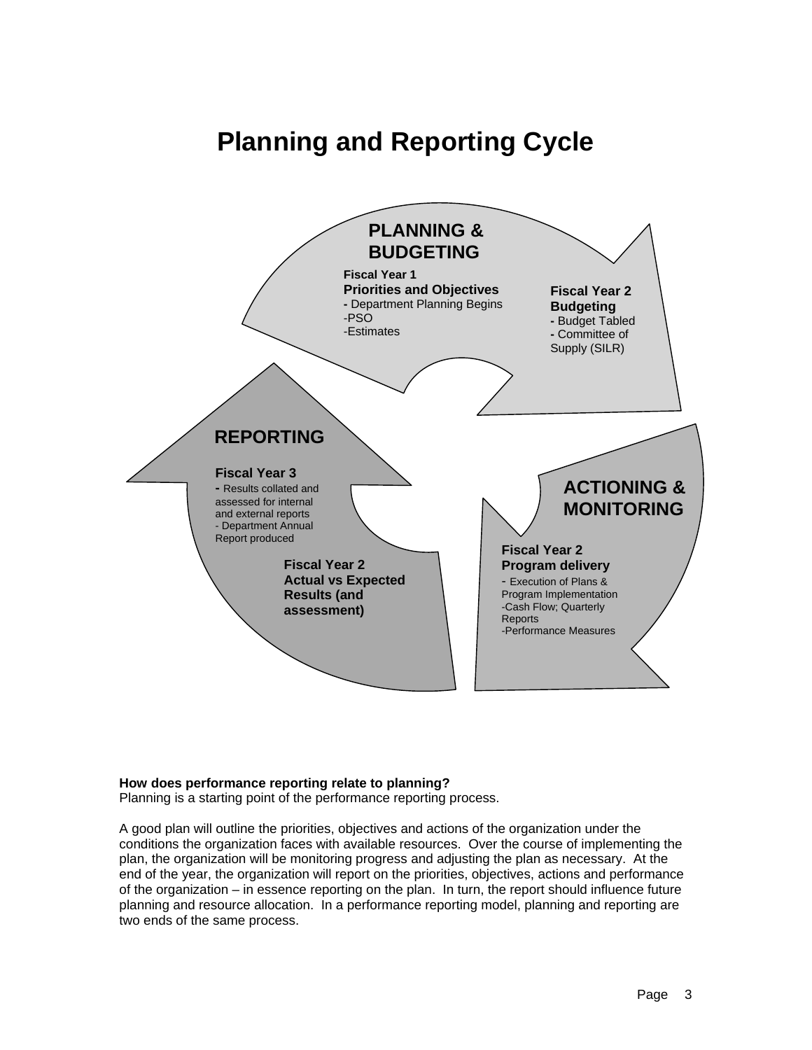# Planning and Reporting Cycle

PLANNING & BUDGETING

Fiscal Year 1
Priorities and Objectives
- Department Planning Begins
-PSO
-Estimates

Fiscal Year 2
Budgeting
- Budget Tabled
- Committee of Supply (SILR)

ACTIONING & MONITORING

Fiscal Year 2
Program delivery
- Execution of Plans & Program Implementation
-Cash Flow; Quarterly Reports
-Performance Measures

REPORTING

Fiscal Year 3
- Results collated and assessed for internal and external reports
- Department Annual Report produced

Fiscal Year 2
Actual vs Expected Results (and assessment)

**How does performance reporting relate to planning?**
Planning is a starting point of the performance reporting process.

A good plan will outline the priorities, objectives and actions of the organization under the conditions the organization faces with available resources. Over the course of implementing the plan, the organization will be monitoring progress and adjusting the plan as necessary. At the end of the year, the organization will report on the priorities, objectives, actions and performance of the organization – in essence reporting on the plan. In turn, the report should influence future planning and resource allocation. In a performance reporting model, planning and reporting are two ends of the same process.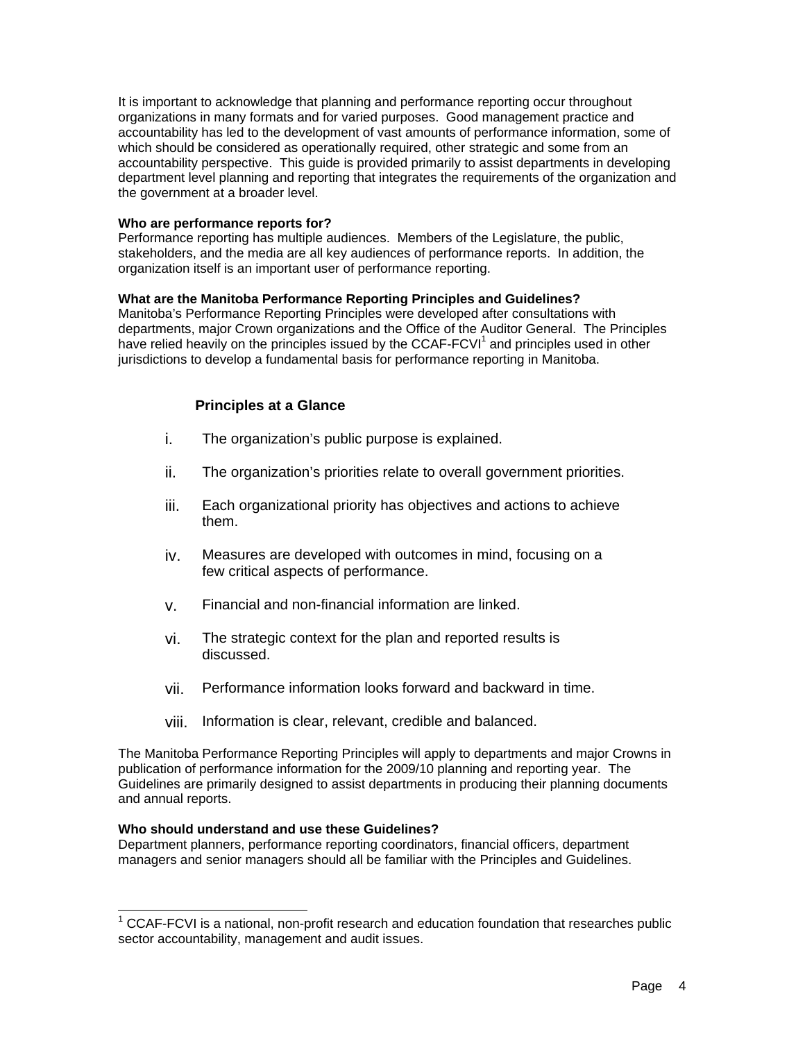It is important to acknowledge that planning and performance reporting occur throughout organizations in many formats and for varied purposes. Good management practice and accountability has led to the development of vast amounts of performance information, some of which should be considered as operationally required, other strategic and some from an accountability perspective. This guide is provided primarily to assist departments in developing department level planning and reporting that integrates the requirements of the organization and the government at a broader level.

**Who are performance reports for?**
Performance reporting has multiple audiences. Members of the Legislature, the public, stakeholders, and the media are all key audiences of performance reports. In addition, the organization itself is an important user of performance reporting.

**What are the Manitoba Performance Reporting Principles and Guidelines?**
Manitoba's Performance Reporting Principles were developed after consultations with departments, major Crown organizations and the Office of the Auditor General. The Principles have relied heavily on the principles issued by the CCAF-FCVI[1] and principles used in other jurisdictions to develop a fundamental basis for performance reporting in Manitoba.

### Principles at a Glance

i. The organization's public purpose is explained.

ii. The organization's priorities relate to overall government priorities.

iii. Each organizational priority has objectives and actions to achieve them.

iv. Measures are developed with outcomes in mind, focusing on a few critical aspects of performance.

v. Financial and non-financial information are linked.

vi. The strategic context for the plan and reported results is discussed.

vii. Performance information looks forward and backward in time.

viii. Information is clear, relevant, credible and balanced.

The Manitoba Performance Reporting Principles will apply to departments and major Crowns in publication of performance information for the 2009/10 planning and reporting year. The Guidelines are primarily designed to assist departments in producing their planning documents and annual reports.

**Who should understand and use these Guidelines?**
Department planners, performance reporting coordinators, financial officers, department managers and senior managers should all be familiar with the Principles and Guidelines.

---

[1] CCAF-FCVI is a national, non-profit research and education foundation that researches public sector accountability, management and audit issues.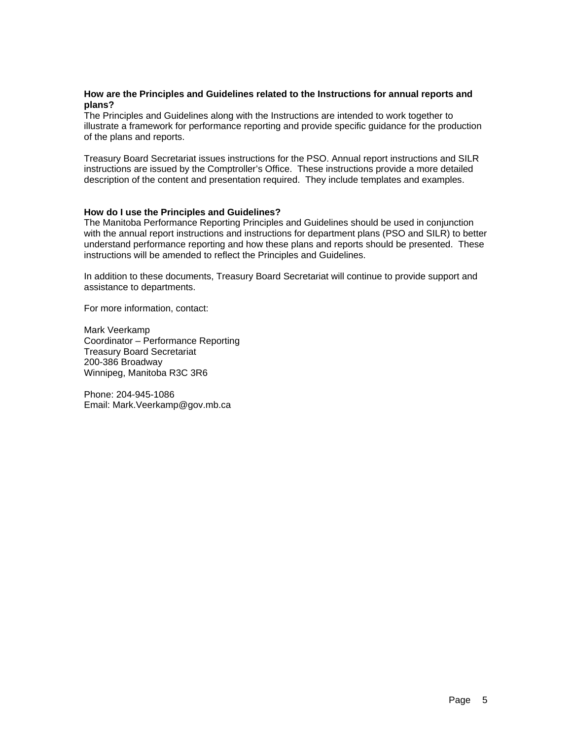**How are the Principles and Guidelines related to the Instructions for annual reports and plans?**

The Principles and Guidelines along with the Instructions are intended to work together to illustrate a framework for performance reporting and provide specific guidance for the production of the plans and reports.

Treasury Board Secretariat issues instructions for the PSO. Annual report instructions and SILR instructions are issued by the Comptroller's Office. These instructions provide a more detailed description of the content and presentation required. They include templates and examples.

**How do I use the Principles and Guidelines?**

The Manitoba Performance Reporting Principles and Guidelines should be used in conjunction with the annual report instructions and instructions for department plans (PSO and SILR) to better understand performance reporting and how these plans and reports should be presented. These instructions will be amended to reflect the Principles and Guidelines.

In addition to these documents, Treasury Board Secretariat will continue to provide support and assistance to departments.

For more information, contact:

Mark Veerkamp
Coordinator – Performance Reporting
Treasury Board Secretariat
200-386 Broadway
Winnipeg, Manitoba R3C 3R6

Phone: 204-945-1086
Email: Mark.Veerkamp@gov.mb.ca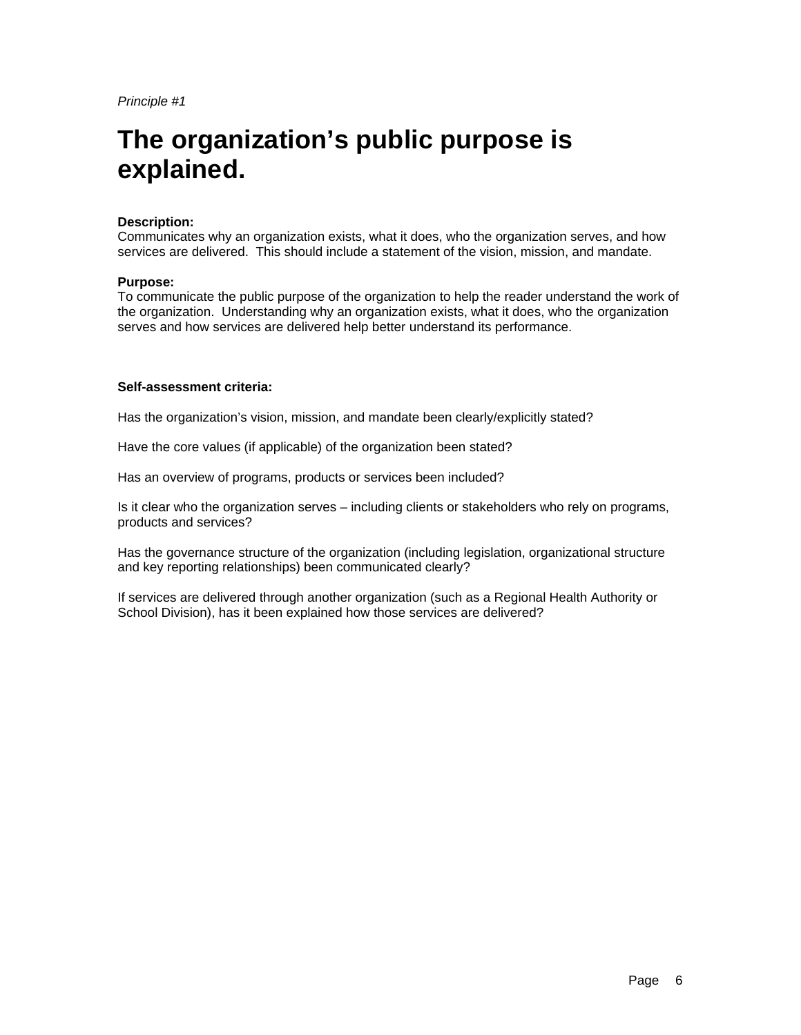*Principle #1*

# The organization's public purpose is explained.

**Description:**
Communicates why an organization exists, what it does, who the organization serves, and how services are delivered. This should include a statement of the vision, mission, and mandate.

**Purpose:**
To communicate the public purpose of the organization to help the reader understand the work of the organization. Understanding why an organization exists, what it does, who the organization serves and how services are delivered help better understand its performance.

**Self-assessment criteria:**

Has the organization's vision, mission, and mandate been clearly/explicitly stated?

Have the core values (if applicable) of the organization been stated?

Has an overview of programs, products or services been included?

Is it clear who the organization serves – including clients or stakeholders who rely on programs, products and services?

Has the governance structure of the organization (including legislation, organizational structure and key reporting relationships) been communicated clearly?

If services are delivered through another organization (such as a Regional Health Authority or School Division), has it been explained how those services are delivered?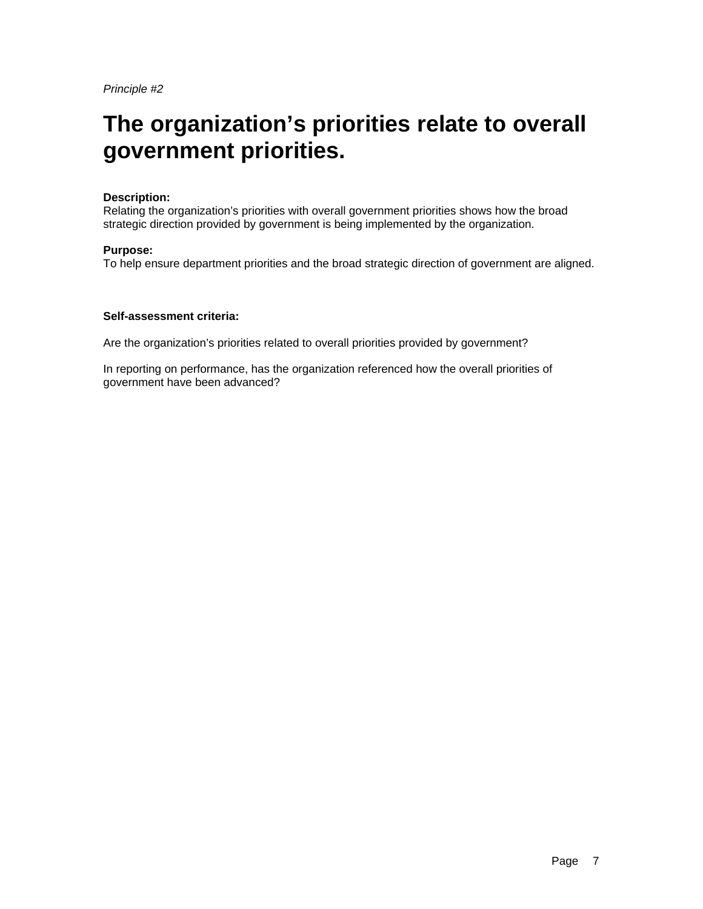*Principle #2*

# The organization's priorities relate to overall government priorities.

**Description:**
Relating the organization's priorities with overall government priorities shows how the broad strategic direction provided by government is being implemented by the organization.

**Purpose:**
To help ensure department priorities and the broad strategic direction of government are aligned.

**Self-assessment criteria:**

Are the organization's priorities related to overall priorities provided by government?

In reporting on performance, has the organization referenced how the overall priorities of government have been advanced?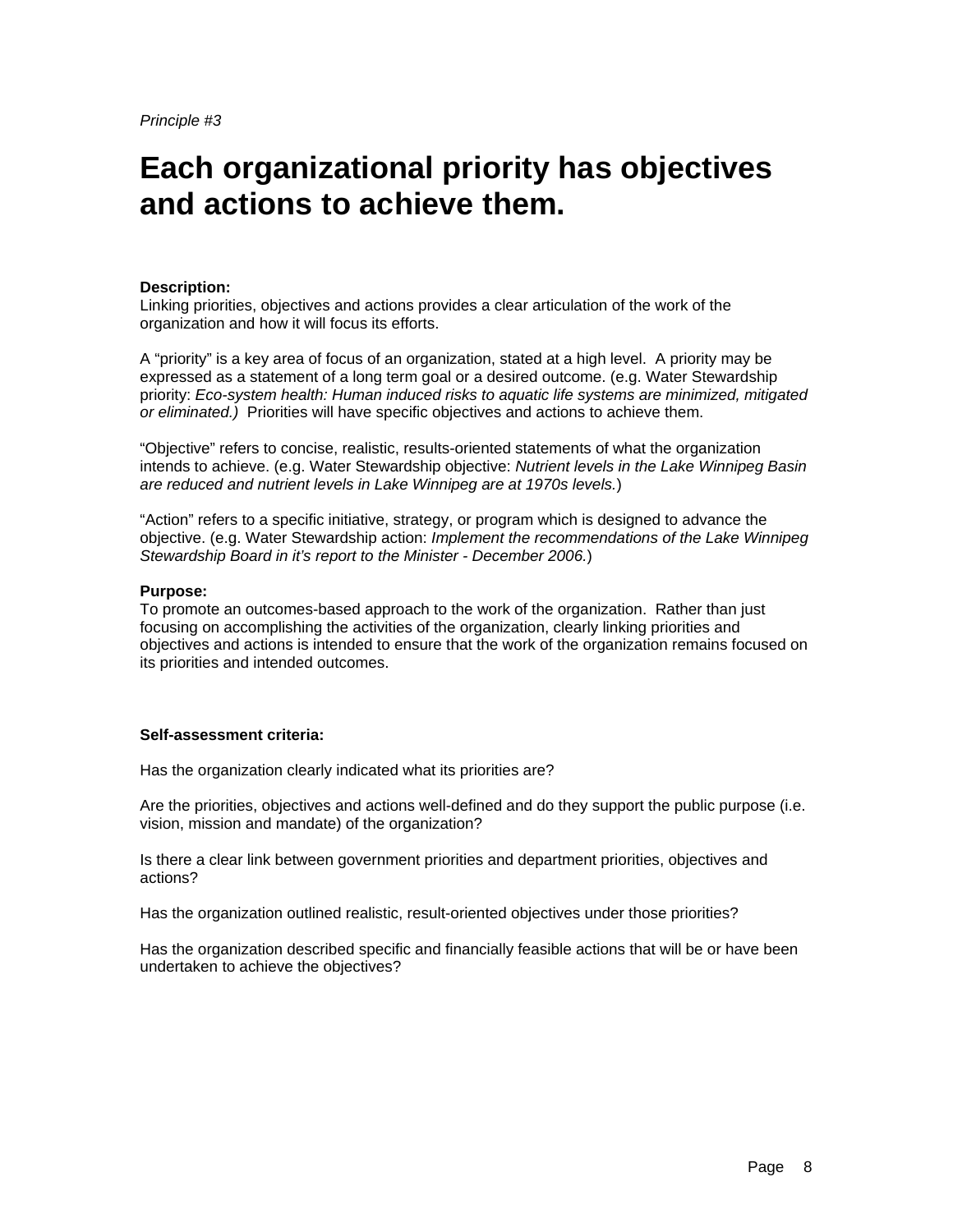*Principle #3*

# Each organizational priority has objectives and actions to achieve them.

**Description:**
Linking priorities, objectives and actions provides a clear articulation of the work of the organization and how it will focus its efforts.

A "priority" is a key area of focus of an organization, stated at a high level. A priority may be expressed as a statement of a long term goal or a desired outcome. (e.g. Water Stewardship priority: *Eco-system health: Human induced risks to aquatic life systems are minimized, mitigated or eliminated.)* Priorities will have specific objectives and actions to achieve them.

"Objective" refers to concise, realistic, results-oriented statements of what the organization intends to achieve. (e.g. Water Stewardship objective: *Nutrient levels in the Lake Winnipeg Basin are reduced and nutrient levels in Lake Winnipeg are at 1970s levels.*)

"Action" refers to a specific initiative, strategy, or program which is designed to advance the objective. (e.g. Water Stewardship action: *Implement the recommendations of the Lake Winnipeg Stewardship Board in it's report to the Minister - December 2006.*)

**Purpose:**
To promote an outcomes-based approach to the work of the organization. Rather than just focusing on accomplishing the activities of the organization, clearly linking priorities and objectives and actions is intended to ensure that the work of the organization remains focused on its priorities and intended outcomes.

**Self-assessment criteria:**

Has the organization clearly indicated what its priorities are?

Are the priorities, objectives and actions well-defined and do they support the public purpose (i.e. vision, mission and mandate) of the organization?

Is there a clear link between government priorities and department priorities, objectives and actions?

Has the organization outlined realistic, result-oriented objectives under those priorities?

Has the organization described specific and financially feasible actions that will be or have been undertaken to achieve the objectives?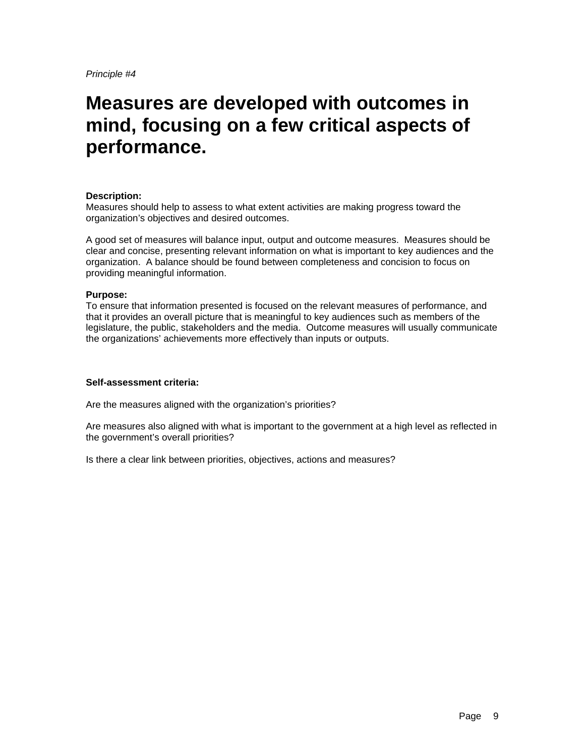*Principle #4*

# Measures are developed with outcomes in mind, focusing on a few critical aspects of performance.

**Description:**
Measures should help to assess to what extent activities are making progress toward the organization's objectives and desired outcomes.

A good set of measures will balance input, output and outcome measures. Measures should be clear and concise, presenting relevant information on what is important to key audiences and the organization. A balance should be found between completeness and concision to focus on providing meaningful information.

**Purpose:**
To ensure that information presented is focused on the relevant measures of performance, and that it provides an overall picture that is meaningful to key audiences such as members of the legislature, the public, stakeholders and the media. Outcome measures will usually communicate the organizations' achievements more effectively than inputs or outputs.

**Self-assessment criteria:**

Are the measures aligned with the organization's priorities?

Are measures also aligned with what is important to the government at a high level as reflected in the government's overall priorities?

Is there a clear link between priorities, objectives, actions and measures?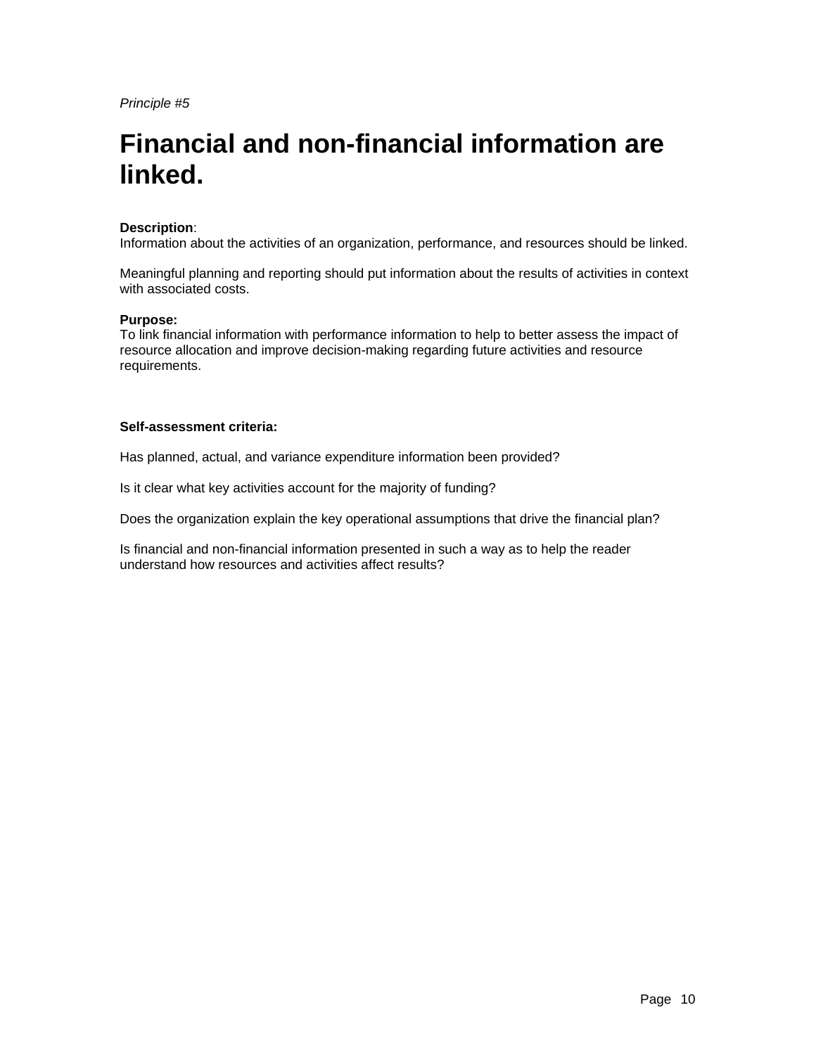*Principle #5*

# Financial and non-financial information are linked.

**Description**:
Information about the activities of an organization, performance, and resources should be linked.

Meaningful planning and reporting should put information about the results of activities in context with associated costs.

**Purpose:**
To link financial information with performance information to help to better assess the impact of resource allocation and improve decision-making regarding future activities and resource requirements.

**Self-assessment criteria:**

Has planned, actual, and variance expenditure information been provided?

Is it clear what key activities account for the majority of funding?

Does the organization explain the key operational assumptions that drive the financial plan?

Is financial and non-financial information presented in such a way as to help the reader understand how resources and activities affect results?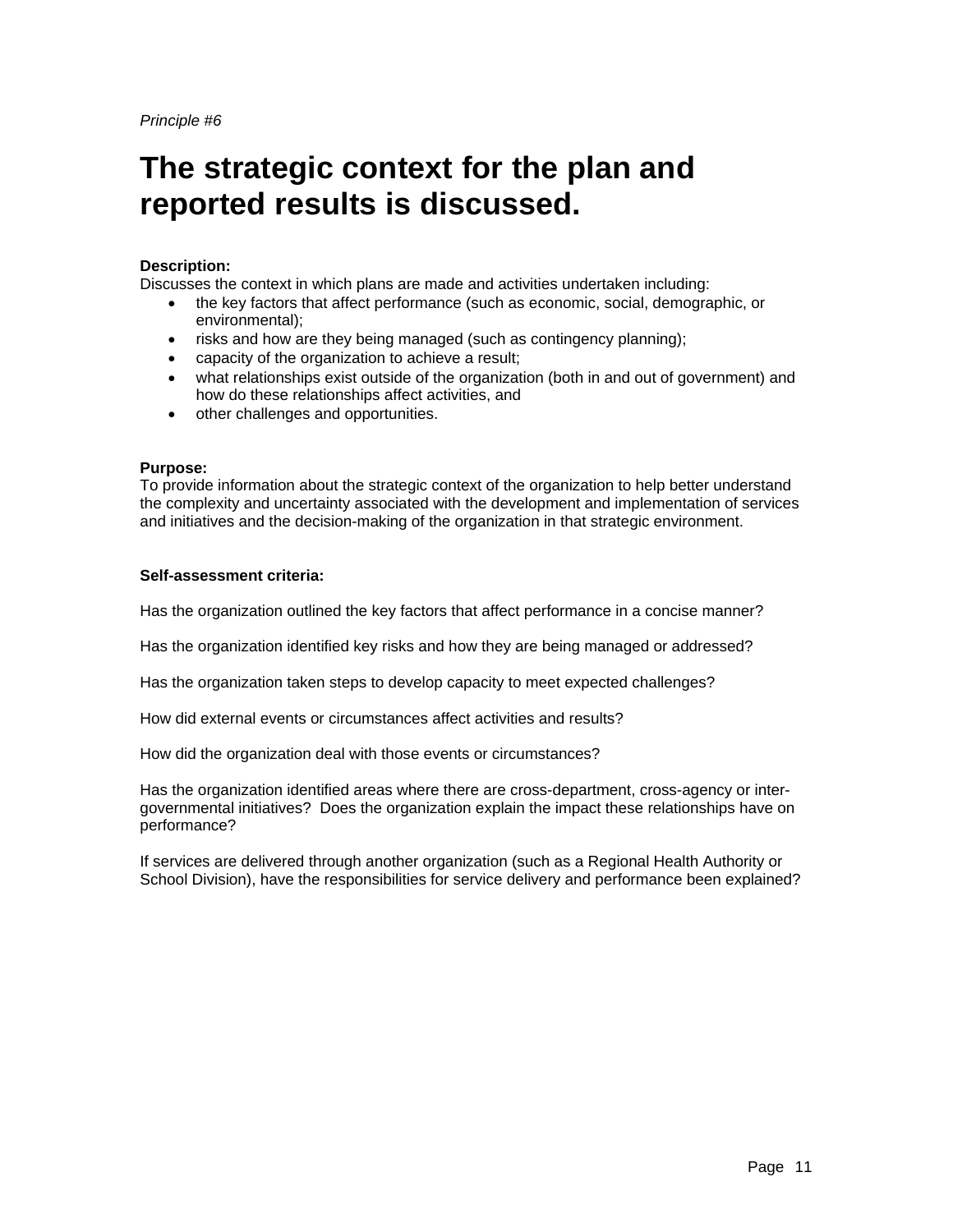*Principle #6*

# The strategic context for the plan and reported results is discussed.

**Description:**
Discusses the context in which plans are made and activities undertaken including:

- the key factors that affect performance (such as economic, social, demographic, or environmental);
- risks and how are they being managed (such as contingency planning);
- capacity of the organization to achieve a result;
- what relationships exist outside of the organization (both in and out of government) and how do these relationships affect activities, and
- other challenges and opportunities.

**Purpose:**
To provide information about the strategic context of the organization to help better understand the complexity and uncertainty associated with the development and implementation of services and initiatives and the decision-making of the organization in that strategic environment.

**Self-assessment criteria:**

Has the organization outlined the key factors that affect performance in a concise manner?

Has the organization identified key risks and how they are being managed or addressed?

Has the organization taken steps to develop capacity to meet expected challenges?

How did external events or circumstances affect activities and results?

How did the organization deal with those events or circumstances?

Has the organization identified areas where there are cross-department, cross-agency or inter-governmental initiatives? Does the organization explain the impact these relationships have on performance?

If services are delivered through another organization (such as a Regional Health Authority or School Division), have the responsibilities for service delivery and performance been explained?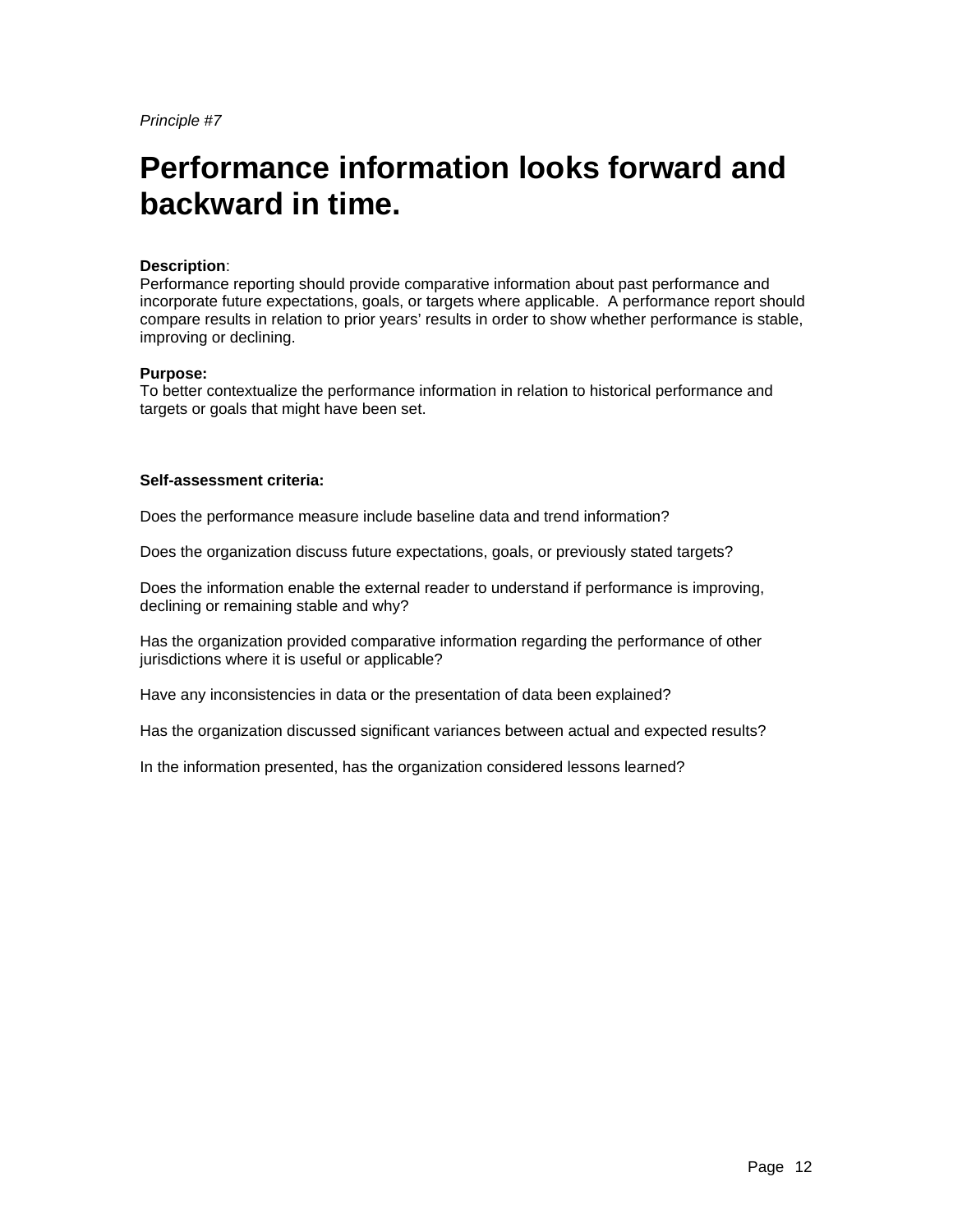*Principle #7*

# Performance information looks forward and backward in time.

**Description**:
Performance reporting should provide comparative information about past performance and incorporate future expectations, goals, or targets where applicable. A performance report should compare results in relation to prior years' results in order to show whether performance is stable, improving or declining.

**Purpose:**
To better contextualize the performance information in relation to historical performance and targets or goals that might have been set.

**Self-assessment criteria:**

Does the performance measure include baseline data and trend information?

Does the organization discuss future expectations, goals, or previously stated targets?

Does the information enable the external reader to understand if performance is improving, declining or remaining stable and why?

Has the organization provided comparative information regarding the performance of other jurisdictions where it is useful or applicable?

Have any inconsistencies in data or the presentation of data been explained?

Has the organization discussed significant variances between actual and expected results?

In the information presented, has the organization considered lessons learned?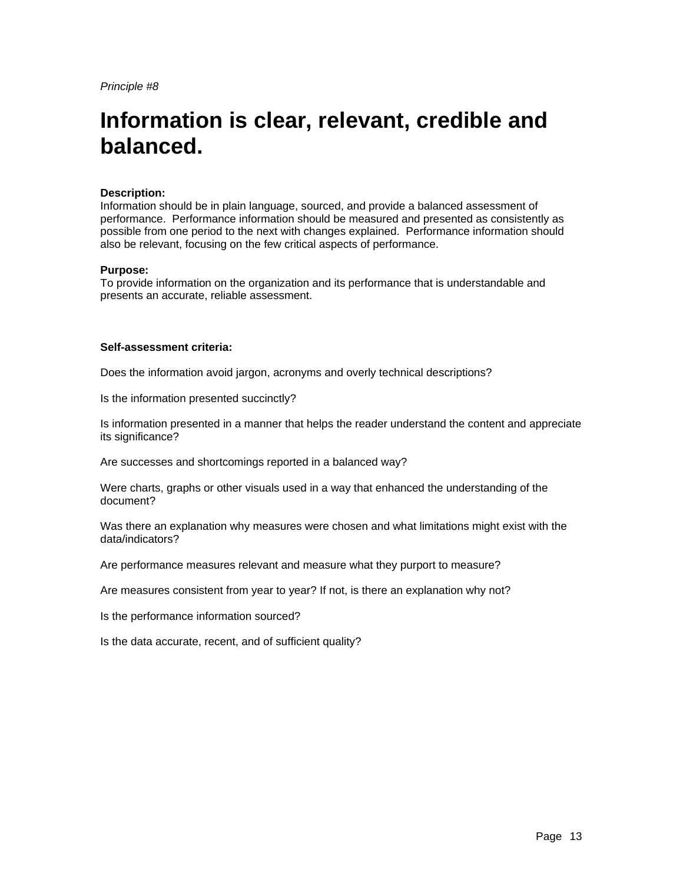*Principle #8*

# Information is clear, relevant, credible and balanced.

**Description:**
Information should be in plain language, sourced, and provide a balanced assessment of performance. Performance information should be measured and presented as consistently as possible from one period to the next with changes explained. Performance information should also be relevant, focusing on the few critical aspects of performance.

**Purpose:**
To provide information on the organization and its performance that is understandable and presents an accurate, reliable assessment.

**Self-assessment criteria:**

Does the information avoid jargon, acronyms and overly technical descriptions?

Is the information presented succinctly?

Is information presented in a manner that helps the reader understand the content and appreciate its significance?

Are successes and shortcomings reported in a balanced way?

Were charts, graphs or other visuals used in a way that enhanced the understanding of the document?

Was there an explanation why measures were chosen and what limitations might exist with the data/indicators?

Are performance measures relevant and measure what they purport to measure?

Are measures consistent from year to year? If not, is there an explanation why not?

Is the performance information sourced?

Is the data accurate, recent, and of sufficient quality?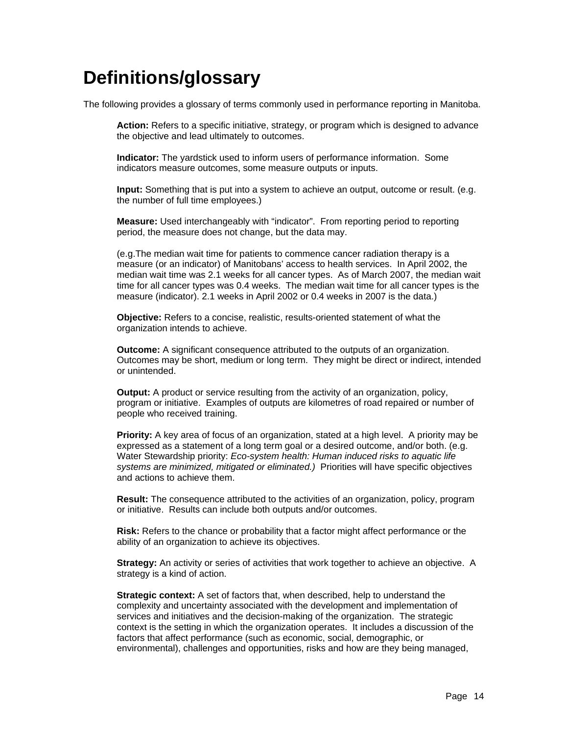# Definitions/glossary

The following provides a glossary of terms commonly used in performance reporting in Manitoba.

**Action:** Refers to a specific initiative, strategy, or program which is designed to advance the objective and lead ultimately to outcomes.

**Indicator:** The yardstick used to inform users of performance information. Some indicators measure outcomes, some measure outputs or inputs.

**Input:** Something that is put into a system to achieve an output, outcome or result. (e.g. the number of full time employees.)

**Measure:** Used interchangeably with "indicator". From reporting period to reporting period, the measure does not change, but the data may.

(e.g.The median wait time for patients to commence cancer radiation therapy is a measure (or an indicator) of Manitobans' access to health services. In April 2002, the median wait time was 2.1 weeks for all cancer types. As of March 2007, the median wait time for all cancer types was 0.4 weeks. The median wait time for all cancer types is the measure (indicator). 2.1 weeks in April 2002 or 0.4 weeks in 2007 is the data.)

**Objective:** Refers to a concise, realistic, results-oriented statement of what the organization intends to achieve.

**Outcome:** A significant consequence attributed to the outputs of an organization. Outcomes may be short, medium or long term. They might be direct or indirect, intended or unintended.

**Output:** A product or service resulting from the activity of an organization, policy, program or initiative. Examples of outputs are kilometres of road repaired or number of people who received training.

**Priority:** A key area of focus of an organization, stated at a high level. A priority may be expressed as a statement of a long term goal or a desired outcome, and/or both. (e.g. Water Stewardship priority: *Eco-system health: Human induced risks to aquatic life systems are minimized, mitigated or eliminated.)* Priorities will have specific objectives and actions to achieve them.

**Result:** The consequence attributed to the activities of an organization, policy, program or initiative. Results can include both outputs and/or outcomes.

**Risk:** Refers to the chance or probability that a factor might affect performance or the ability of an organization to achieve its objectives.

**Strategy:** An activity or series of activities that work together to achieve an objective. A strategy is a kind of action.

**Strategic context:** A set of factors that, when described, help to understand the complexity and uncertainty associated with the development and implementation of services and initiatives and the decision-making of the organization. The strategic context is the setting in which the organization operates. It includes a discussion of the factors that affect performance (such as economic, social, demographic, or environmental), challenges and opportunities, risks and how are they being managed,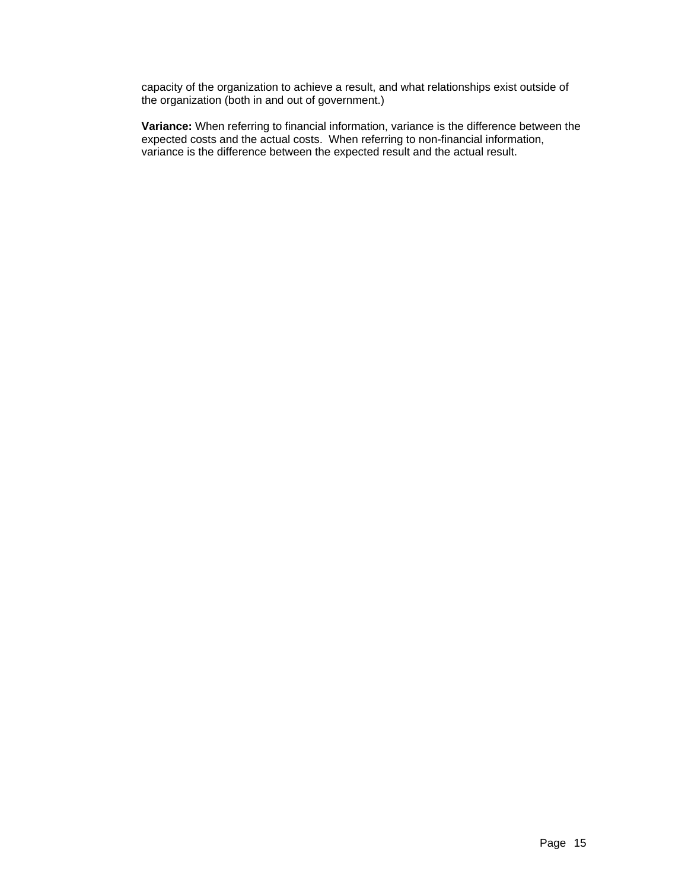capacity of the organization to achieve a result, and what relationships exist outside of the organization (both in and out of government.)

**Variance:** When referring to financial information, variance is the difference between the expected costs and the actual costs. When referring to non-financial information, variance is the difference between the expected result and the actual result.